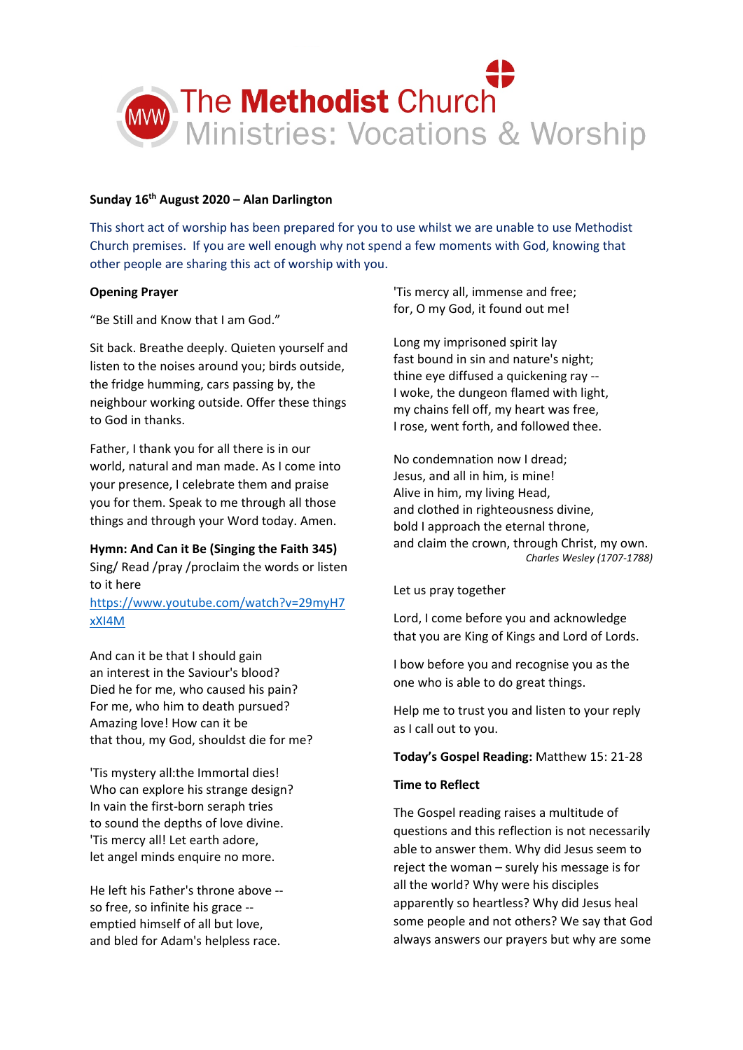# The Methodist Church
## Ministries: Vocations & Worship

**Sunday 16th August 2020 – Alan Darlington**

This short act of worship has been prepared for you to use whilst we are unable to use Methodist Church premises. If you are well enough why not spend a few moments with God, knowing that other people are sharing this act of worship with you.

**Opening Prayer**

"Be Still and Know that I am God."

Sit back. Breathe deeply. Quieten yourself and listen to the noises around you; birds outside, the fridge humming, cars passing by, the neighbour working outside. Offer these things to God in thanks.

Father, I thank you for all there is in our world, natural and man made. As I come into your presence, I celebrate them and praise you for them. Speak to me through all those things and through your Word today. Amen.

**Hymn: And Can it Be (Singing the Faith 345)**
Sing/ Read /pray /proclaim the words or listen to it here
https://www.youtube.com/watch?v=29myH7xXI4M

And can it be that I should gain
an interest in the Saviour's blood?
Died he for me, who caused his pain?
For me, who him to death pursued?
Amazing love! How can it be
that thou, my God, shouldst die for me?

'Tis mystery all:the Immortal dies!
Who can explore his strange design?
In vain the first-born seraph tries
to sound the depths of love divine.
'Tis mercy all! Let earth adore,
let angel minds enquire no more.

He left his Father's throne above --
so free, so infinite his grace --
emptied himself of all but love,
and bled for Adam's helpless race.
'Tis mercy all, immense and free;
for, O my God, it found out me!

Long my imprisoned spirit lay
fast bound in sin and nature's night;
thine eye diffused a quickening ray --
I woke, the dungeon flamed with light,
my chains fell off, my heart was free,
I rose, went forth, and followed thee.

No condemnation now I dread;
Jesus, and all in him, is mine!
Alive in him, my living Head,
and clothed in righteousness divine,
bold I approach the eternal throne,
and claim the crown, through Christ, my own.
*Charles Wesley (1707-1788)*

Let us pray together

Lord, I come before you and acknowledge that you are King of Kings and Lord of Lords.

I bow before you and recognise you as the one who is able to do great things.

Help me to trust you and listen to your reply as I call out to you.

**Today's Gospel Reading:** Matthew 15: 21-28

**Time to Reflect**

The Gospel reading raises a multitude of questions and this reflection is not necessarily able to answer them. Why did Jesus seem to reject the woman – surely his message is for all the world? Why were his disciples apparently so heartless? Why did Jesus heal some people and not others? We say that God always answers our prayers but why are some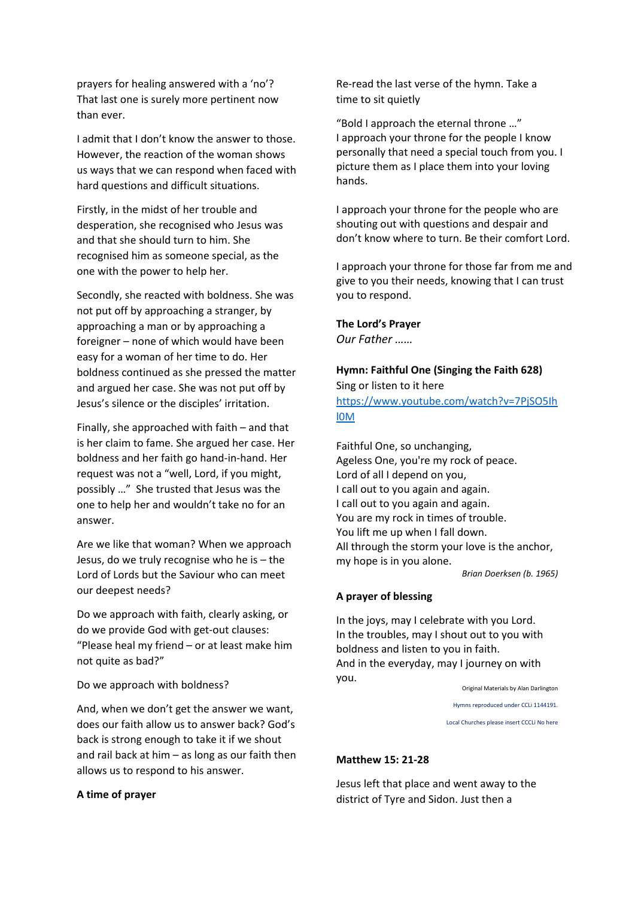prayers for healing answered with a 'no'? That last one is surely more pertinent now than ever.

I admit that I don't know the answer to those. However, the reaction of the woman shows us ways that we can respond when faced with hard questions and difficult situations.

Firstly, in the midst of her trouble and desperation, she recognised who Jesus was and that she should turn to him. She recognised him as someone special, as the one with the power to help her.

Secondly, she reacted with boldness. She was not put off by approaching a stranger, by approaching a man or by approaching a foreigner – none of which would have been easy for a woman of her time to do. Her boldness continued as she pressed the matter and argued her case. She was not put off by Jesus's silence or the disciples' irritation.

Finally, she approached with faith – and that is her claim to fame. She argued her case. Her boldness and her faith go hand-in-hand. Her request was not a "well, Lord, if you might, possibly …" She trusted that Jesus was the one to help her and wouldn't take no for an answer.

Are we like that woman? When we approach Jesus, do we truly recognise who he is – the Lord of Lords but the Saviour who can meet our deepest needs?

Do we approach with faith, clearly asking, or do we provide God with get-out clauses: "Please heal my friend – or at least make him not quite as bad?"

Do we approach with boldness?

And, when we don't get the answer we want, does our faith allow us to answer back? God's back is strong enough to take it if we shout and rail back at him – as long as our faith then allows us to respond to his answer.

**A time of prayer**

Re-read the last verse of the hymn. Take a time to sit quietly

"Bold I approach the eternal throne …"
I approach your throne for the people I know personally that need a special touch from you. I picture them as I place them into your loving hands.

I approach your throne for the people who are shouting out with questions and despair and don't know where to turn. Be their comfort Lord.

I approach your throne for those far from me and give to you their needs, knowing that I can trust you to respond.

**The Lord's Prayer**
*Our Father ……*

**Hymn: Faithful One (Singing the Faith 628)**
Sing or listen to it here
https://www.youtube.com/watch?v=7PjSO5Ihl0M

Faithful One, so unchanging,
Ageless One, you're my rock of peace.
Lord of all I depend on you,
I call out to you again and again.
I call out to you again and again.
You are my rock in times of trouble.
You lift me up when I fall down.
All through the storm your love is the anchor,
my hope is in you alone.

*Brian Doerksen (b. 1965)*

**A prayer of blessing**

In the joys, may I celebrate with you Lord.
In the troubles, may I shout out to you with boldness and listen to you in faith.
And in the everyday, may I journey on with you.

Original Materials by Alan Darlington

Hymns reproduced under CCLi 1144191.

Local Churches please insert CCCLi No here

**Matthew 15: 21-28**

Jesus left that place and went away to the district of Tyre and Sidon. Just then a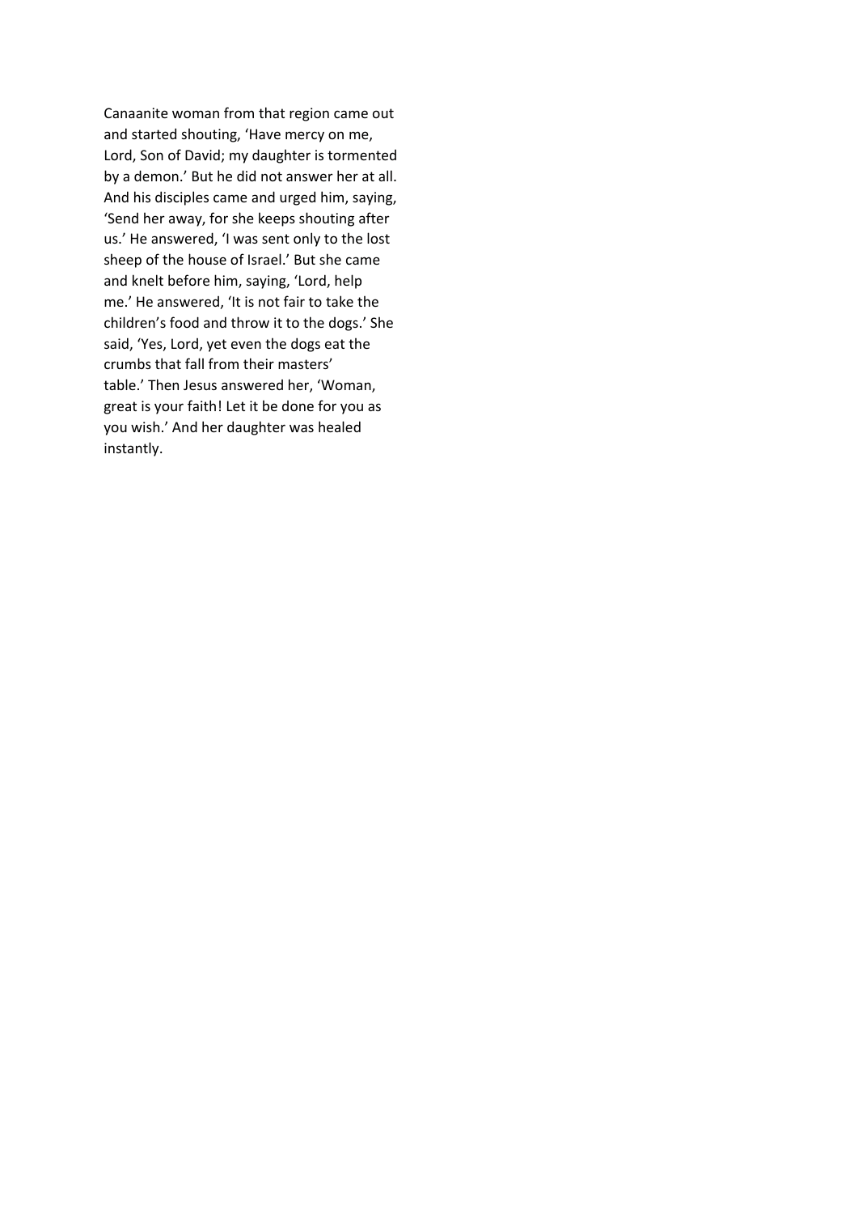Canaanite woman from that region came out and started shouting, 'Have mercy on me, Lord, Son of David; my daughter is tormented by a demon.' But he did not answer her at all. And his disciples came and urged him, saying, 'Send her away, for she keeps shouting after us.' He answered, 'I was sent only to the lost sheep of the house of Israel.' But she came and knelt before him, saying, 'Lord, help me.' He answered, 'It is not fair to take the children's food and throw it to the dogs.' She said, 'Yes, Lord, yet even the dogs eat the crumbs that fall from their masters' table.' Then Jesus answered her, 'Woman, great is your faith! Let it be done for you as you wish.' And her daughter was healed instantly.